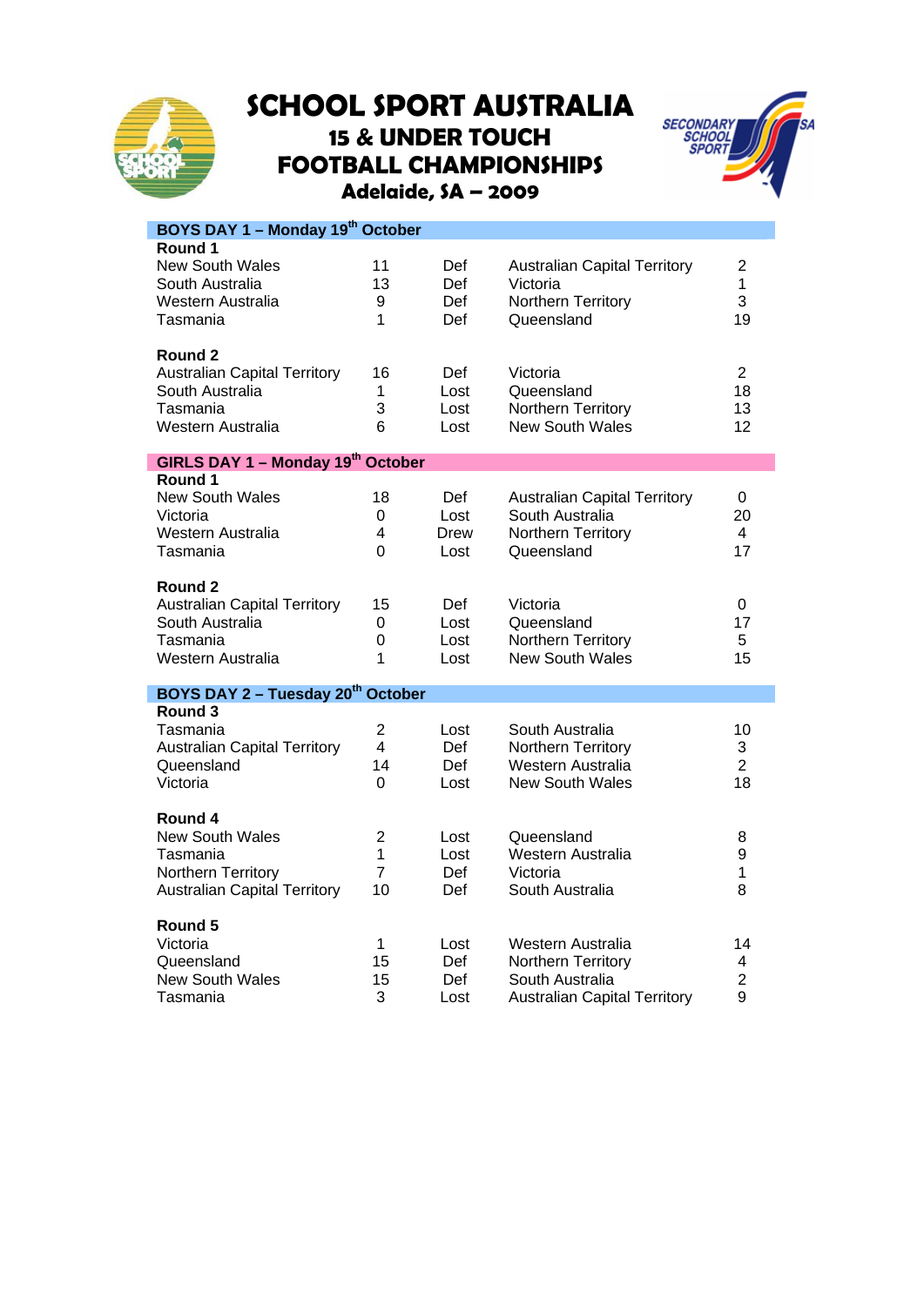# SCHOOL SPORT AUSTRALIA
## 15 & UNDER TOUCH FOOTBALL CHAMPIONSHIPS
### Adelaide, SA – 2009

**BOYS DAY 1 – Monday 19th October**

**Round 1**

| | | | | |
|---|---|---|---|---|
| New South Wales | 11 | Def | Australian Capital Territory | 2 |
| South Australia | 13 | Def | Victoria | 1 |
| Western Australia | 9 | Def | Northern Territory | 3 |
| Tasmania | 1 | Def | Queensland | 19 |

**Round 2**

| | | | | |
|---|---|---|---|---|
| Australian Capital Territory | 16 | Def | Victoria | 2 |
| South Australia | 1 | Lost | Queensland | 18 |
| Tasmania | 3 | Lost | Northern Territory | 13 |
| Western Australia | 6 | Lost | New South Wales | 12 |

**GIRLS DAY 1 – Monday 19th October**

**Round 1**

| | | | | |
|---|---|---|---|---|
| New South Wales | 18 | Def | Australian Capital Territory | 0 |
| Victoria | 0 | Lost | South Australia | 20 |
| Western Australia | 4 | Drew | Northern Territory | 4 |
| Tasmania | 0 | Lost | Queensland | 17 |

**Round 2**

| | | | | |
|---|---|---|---|---|
| Australian Capital Territory | 15 | Def | Victoria | 0 |
| South Australia | 0 | Lost | Queensland | 17 |
| Tasmania | 0 | Lost | Northern Territory | 5 |
| Western Australia | 1 | Lost | New South Wales | 15 |

**BOYS DAY 2 – Tuesday 20th October**

**Round 3**

| | | | | |
|---|---|---|---|---|
| Tasmania | 2 | Lost | South Australia | 10 |
| Australian Capital Territory | 4 | Def | Northern Territory | 3 |
| Queensland | 14 | Def | Western Australia | 2 |
| Victoria | 0 | Lost | New South Wales | 18 |

**Round 4**

| | | | | |
|---|---|---|---|---|
| New South Wales | 2 | Lost | Queensland | 8 |
| Tasmania | 1 | Lost | Western Australia | 9 |
| Northern Territory | 7 | Def | Victoria | 1 |
| Australian Capital Territory | 10 | Def | South Australia | 8 |

**Round 5**

| | | | | |
|---|---|---|---|---|
| Victoria | 1 | Lost | Western Australia | 14 |
| Queensland | 15 | Def | Northern Territory | 4 |
| New South Wales | 15 | Def | South Australia | 2 |
| Tasmania | 3 | Lost | Australian Capital Territory | 9 |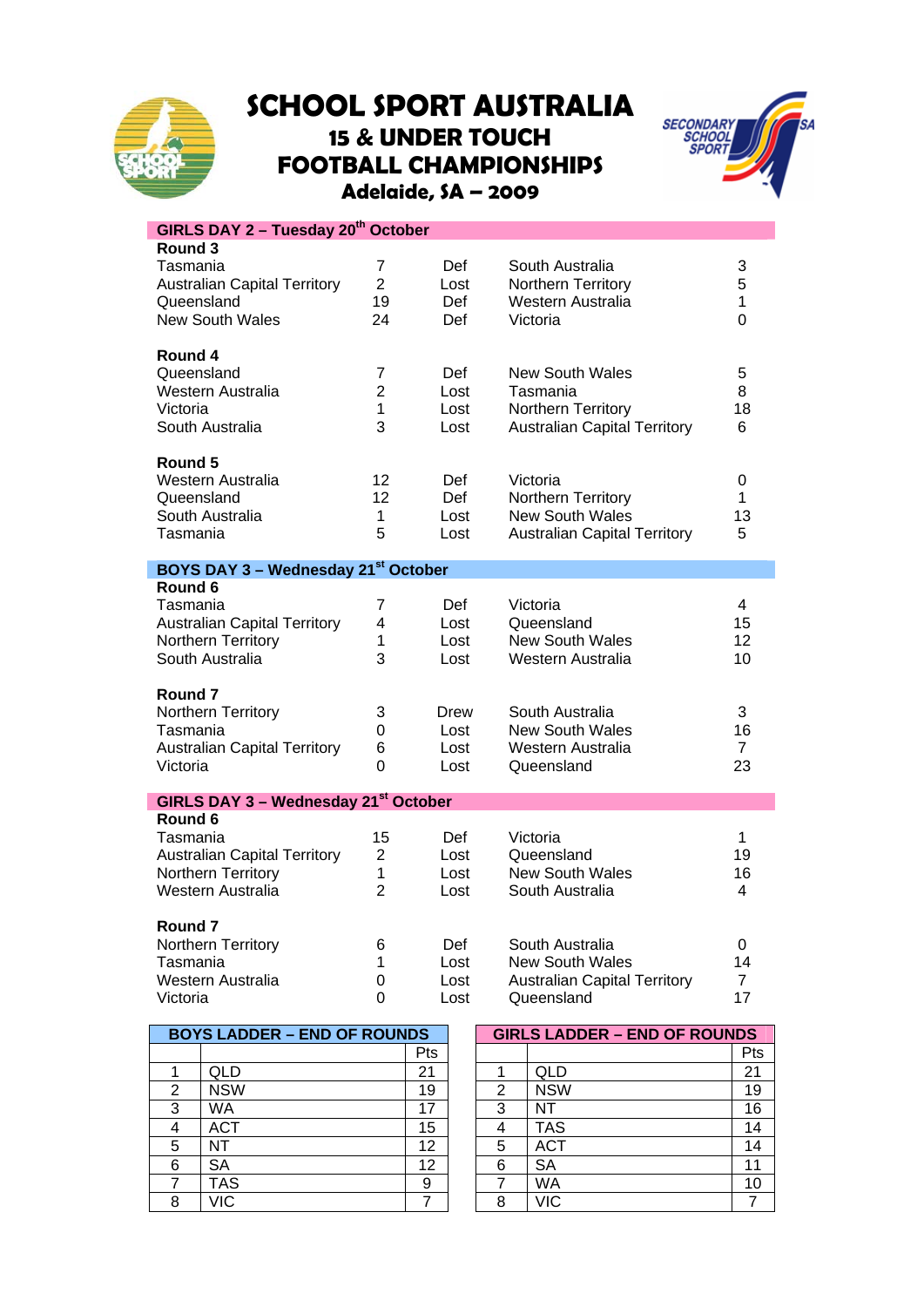# SCHOOL SPORT AUSTRALIA
## 15 & UNDER TOUCH FOOTBALL CHAMPIONSHIPS
### Adelaide, SA – 2009

## GIRLS DAY 2 – Tuesday 20th October

**Round 3**

| | | | | |
|---|---|---|---|---|
| Tasmania | 7 | Def | South Australia | 3 |
| Australian Capital Territory | 2 | Lost | Northern Territory | 5 |
| Queensland | 19 | Def | Western Australia | 1 |
| New South Wales | 24 | Def | Victoria | 0 |

**Round 4**

| | | | | |
|---|---|---|---|---|
| Queensland | 7 | Def | New South Wales | 5 |
| Western Australia | 2 | Lost | Tasmania | 8 |
| Victoria | 1 | Lost | Northern Territory | 18 |
| South Australia | 3 | Lost | Australian Capital Territory | 6 |

**Round 5**

| | | | | |
|---|---|---|---|---|
| Western Australia | 12 | Def | Victoria | 0 |
| Queensland | 12 | Def | Northern Territory | 1 |
| South Australia | 1 | Lost | New South Wales | 13 |
| Tasmania | 5 | Lost | Australian Capital Territory | 5 |

## BOYS DAY 3 – Wednesday 21st October

**Round 6**

| | | | | |
|---|---|---|---|---|
| Tasmania | 7 | Def | Victoria | 4 |
| Australian Capital Territory | 4 | Lost | Queensland | 15 |
| Northern Territory | 1 | Lost | New South Wales | 12 |
| South Australia | 3 | Lost | Western Australia | 10 |

**Round 7**

| | | | | |
|---|---|---|---|---|
| Northern Territory | 3 | Drew | South Australia | 3 |
| Tasmania | 0 | Lost | New South Wales | 16 |
| Australian Capital Territory | 6 | Lost | Western Australia | 7 |
| Victoria | 0 | Lost | Queensland | 23 |

## GIRLS DAY 3 – Wednesday 21st October

**Round 6**

| | | | | |
|---|---|---|---|---|
| Tasmania | 15 | Def | Victoria | 1 |
| Australian Capital Territory | 2 | Lost | Queensland | 19 |
| Northern Territory | 1 | Lost | New South Wales | 16 |
| Western Australia | 2 | Lost | South Australia | 4 |

**Round 7**

| | | | | |
|---|---|---|---|---|
| Northern Territory | 6 | Def | South Australia | 0 |
| Tasmania | 1 | Lost | New South Wales | 14 |
| Western Australia | 0 | Lost | Australian Capital Territory | 7 |
| Victoria | 0 | Lost | Queensland | 17 |

## BOYS LADDER – END OF ROUNDS

| | | Pts |
|---|---|---|
| 1 | QLD | 21 |
| 2 | NSW | 19 |
| 3 | WA | 17 |
| 4 | ACT | 15 |
| 5 | NT | 12 |
| 6 | SA | 12 |
| 7 | TAS | 9 |
| 8 | VIC | 7 |

## GIRLS LADDER – END OF ROUNDS

| | | Pts |
|---|---|---|
| 1 | QLD | 21 |
| 2 | NSW | 19 |
| 3 | NT | 16 |
| 4 | TAS | 14 |
| 5 | ACT | 14 |
| 6 | SA | 11 |
| 7 | WA | 10 |
| 8 | VIC | 7 |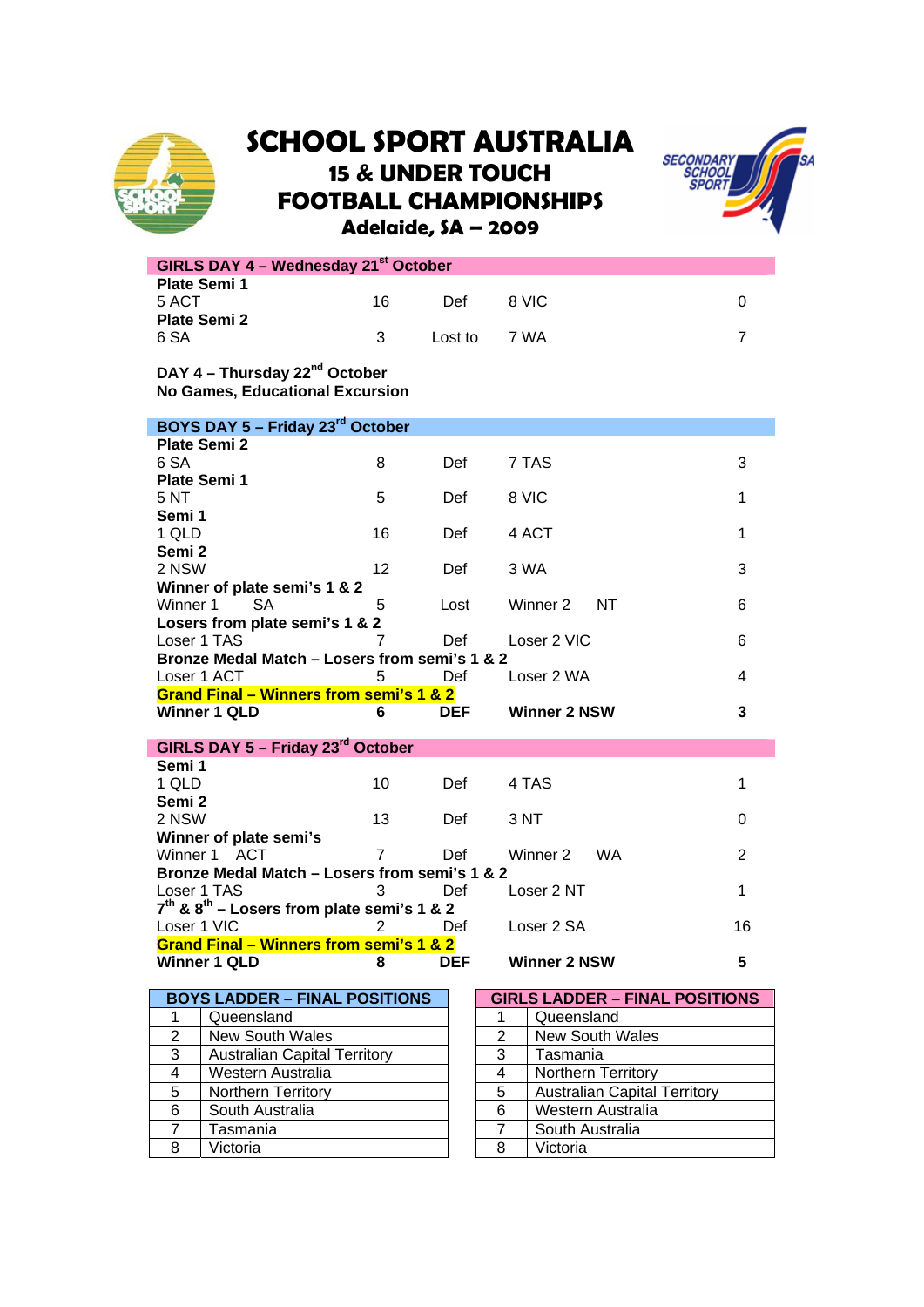# SCHOOL SPORT AUSTRALIA

## 15 & UNDER TOUCH FOOTBALL CHAMPIONSHIPS

### Adelaide, SA – 2009

| GIRLS DAY 4 – Wednesday 21st October | | | | |
|---|---|---|---|---|
| **Plate Semi 1** | | | | |
| 5 ACT | 16 | Def | 8 VIC | 0 |
| **Plate Semi 2** | | | | |
| 6 SA | 3 | Lost to | 7 WA | 7 |

**DAY 4 – Thursday 22nd October**
**No Games, Educational Excursion**

| BOYS DAY 5 – Friday 23rd October | | | | |
|---|---|---|---|---|
| **Plate Semi 2** | | | | |
| 6 SA | 8 | Def | 7 TAS | 3 |
| **Plate Semi 1** | | | | |
| 5 NT | 5 | Def | 8 VIC | 1 |
| **Semi 1** | | | | |
| 1 QLD | 16 | Def | 4 ACT | 1 |
| **Semi 2** | | | | |
| 2 NSW | 12 | Def | 3 WA | 3 |
| **Winner of plate semi's 1 & 2** | | | | |
| Winner 1 SA | 5 | Lost | Winner 2 NT | 6 |
| **Losers from plate semi's 1 & 2** | | | | |
| Loser 1 TAS | 7 | Def | Loser 2 VIC | 6 |
| **Bronze Medal Match – Losers from semi's 1 & 2** | | | | |
| Loser 1 ACT | 5 | Def | Loser 2 WA | 4 |
| **Grand Final – Winners from semi's 1 & 2** | | | | |
| **Winner 1 QLD** | **6** | **DEF** | **Winner 2 NSW** | **3** |

| GIRLS DAY 5 – Friday 23rd October | | | | |
|---|---|---|---|---|
| **Semi 1** | | | | |
| 1 QLD | 10 | Def | 4 TAS | 1 |
| **Semi 2** | | | | |
| 2 NSW | 13 | Def | 3 NT | 0 |
| **Winner of plate semi's** | | | | |
| Winner 1 ACT | 7 | Def | Winner 2 WA | 2 |
| **Bronze Medal Match – Losers from semi's 1 & 2** | | | | |
| Loser 1 TAS | 3 | Def | Loser 2 NT | 1 |
| **7th & 8th – Losers from plate semi's 1 & 2** | | | | |
| Loser 1 VIC | 2 | Def | Loser 2 SA | 16 |
| **Grand Final – Winners from semi's 1 & 2** | | | | |
| **Winner 1 QLD** | **8** | **DEF** | **Winner 2 NSW** | **5** |

| BOYS LADDER – FINAL POSITIONS | |
|---|---|
| 1 | Queensland |
| 2 | New South Wales |
| 3 | Australian Capital Territory |
| 4 | Western Australia |
| 5 | Northern Territory |
| 6 | South Australia |
| 7 | Tasmania |
| 8 | Victoria |

| GIRLS LADDER – FINAL POSITIONS | |
|---|---|
| 1 | Queensland |
| 2 | New South Wales |
| 3 | Tasmania |
| 4 | Northern Territory |
| 5 | Australian Capital Territory |
| 6 | Western Australia |
| 7 | South Australia |
| 8 | Victoria |